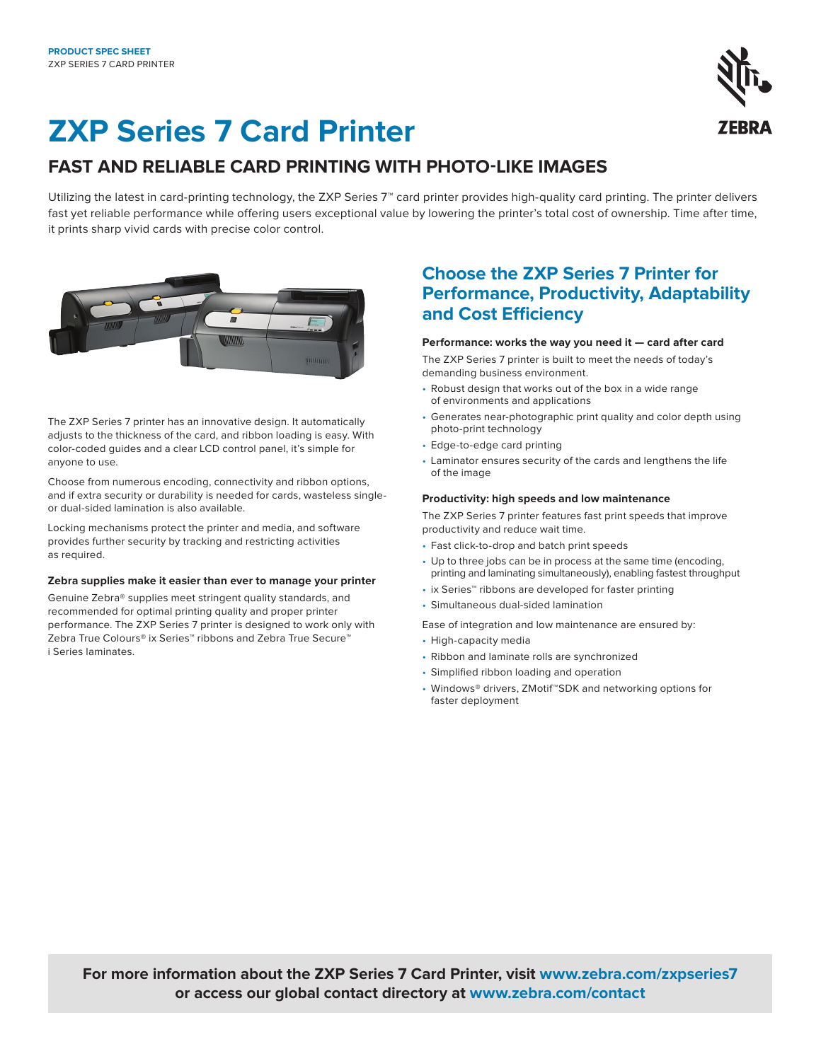PRODUCT SPEC SHEET
ZXP SERIES 7 CARD PRINTER

# ZXP Series 7 Card Printer

## FAST AND RELIABLE CARD PRINTING WITH PHOTO-LIKE IMAGES

Utilizing the latest in card-printing technology, the ZXP Series 7™ card printer provides high-quality card printing. The printer delivers fast yet reliable performance while offering users exceptional value by lowering the printer's total cost of ownership. Time after time, it prints sharp vivid cards with precise color control.

The ZXP Series 7 printer has an innovative design. It automatically adjusts to the thickness of the card, and ribbon loading is easy. With color-coded guides and a clear LCD control panel, it's simple for anyone to use.

Choose from numerous encoding, connectivity and ribbon options, and if extra security or durability is needed for cards, wasteless single- or dual-sided lamination is also available.

Locking mechanisms protect the printer and media, and software provides further security by tracking and restricting activities as required.

**Zebra supplies make it easier than ever to manage your printer**

Genuine Zebra® supplies meet stringent quality standards, and recommended for optimal printing quality and proper printer performance. The ZXP Series 7 printer is designed to work only with Zebra True Colours® ix Series™ ribbons and Zebra True Secure™ i Series laminates.

## Choose the ZXP Series 7 Printer for Performance, Productivity, Adaptability and Cost Efficiency

**Performance: works the way you need it — card after card**

The ZXP Series 7 printer is built to meet the needs of today's demanding business environment.

- Robust design that works out of the box in a wide range of environments and applications
- Generates near-photographic print quality and color depth using photo-print technology
- Edge-to-edge card printing
- Laminator ensures security of the cards and lengthens the life of the image

**Productivity: high speeds and low maintenance**

The ZXP Series 7 printer features fast print speeds that improve productivity and reduce wait time.

- Fast click-to-drop and batch print speeds
- Up to three jobs can be in process at the same time (encoding, printing and laminating simultaneously), enabling fastest throughput
- ix Series™ ribbons are developed for faster printing
- Simultaneous dual-sided lamination

Ease of integration and low maintenance are ensured by:

- High-capacity media
- Ribbon and laminate rolls are synchronized
- Simplified ribbon loading and operation
- Windows® drivers, ZMotif™SDK and networking options for faster deployment

**For more information about the ZXP Series 7 Card Printer, visit www.zebra.com/zxpseries7 or access our global contact directory at www.zebra.com/contact**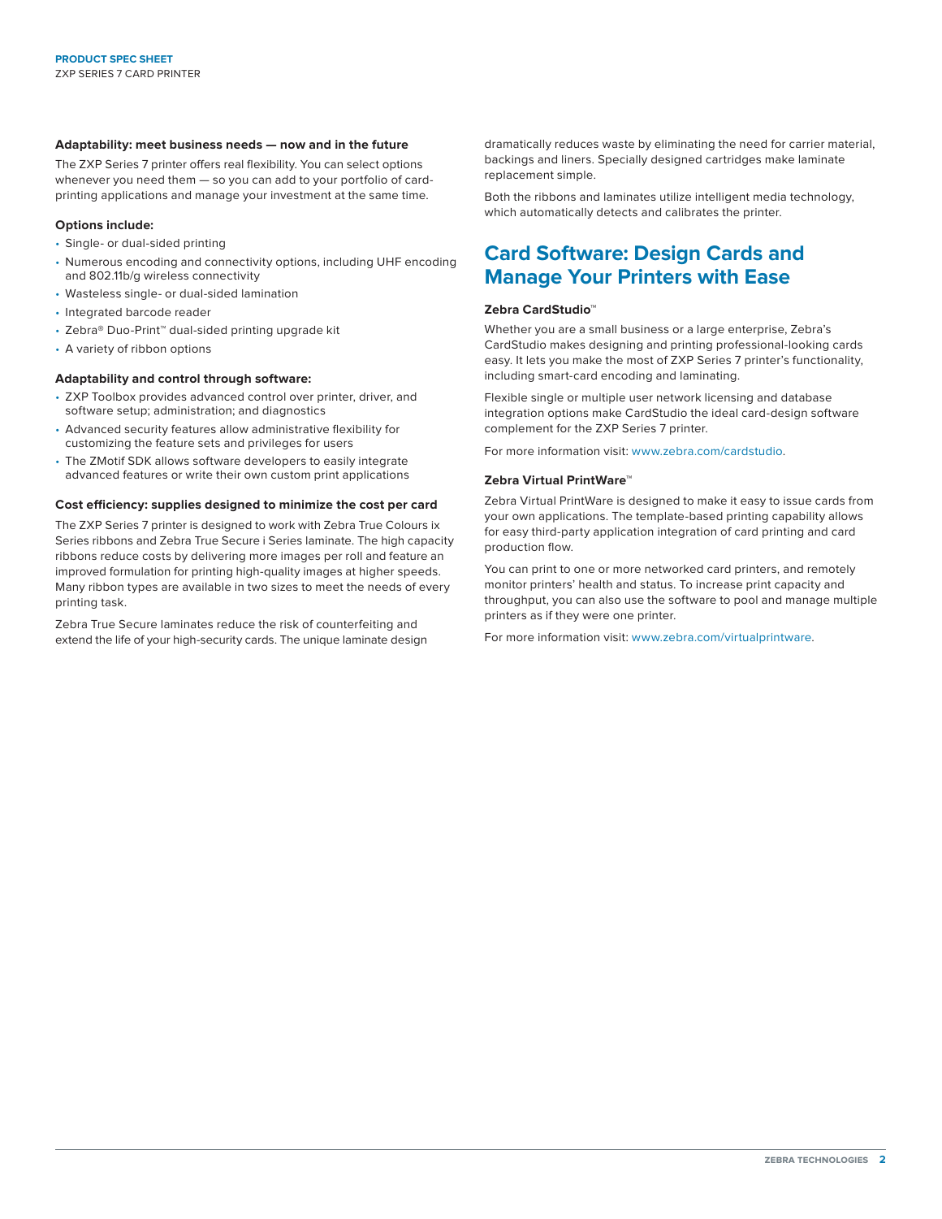**Adaptability: meet business needs — now and in the future**

The ZXP Series 7 printer offers real flexibility. You can select options whenever you need them — so you can add to your portfolio of card-printing applications and manage your investment at the same time.

**Options include:**

- Single- or dual-sided printing
- Numerous encoding and connectivity options, including UHF encoding and 802.11b/g wireless connectivity
- Wasteless single- or dual-sided lamination
- Integrated barcode reader
- Zebra® Duo-Print™ dual-sided printing upgrade kit
- A variety of ribbon options

**Adaptability and control through software:**

- ZXP Toolbox provides advanced control over printer, driver, and software setup; administration; and diagnostics
- Advanced security features allow administrative flexibility for customizing the feature sets and privileges for users
- The ZMotif SDK allows software developers to easily integrate advanced features or write their own custom print applications

**Cost efficiency: supplies designed to minimize the cost per card**

The ZXP Series 7 printer is designed to work with Zebra True Colours ix Series ribbons and Zebra True Secure i Series laminate. The high capacity ribbons reduce costs by delivering more images per roll and feature an improved formulation for printing high-quality images at higher speeds. Many ribbon types are available in two sizes to meet the needs of every printing task.

Zebra True Secure laminates reduce the risk of counterfeiting and extend the life of your high-security cards. The unique laminate design dramatically reduces waste by eliminating the need for carrier material, backings and liners. Specially designed cartridges make laminate replacement simple.

Both the ribbons and laminates utilize intelligent media technology, which automatically detects and calibrates the printer.

## Card Software: Design Cards and Manage Your Printers with Ease

**Zebra CardStudio™**

Whether you are a small business or a large enterprise, Zebra's CardStudio makes designing and printing professional-looking cards easy. It lets you make the most of ZXP Series 7 printer's functionality, including smart-card encoding and laminating.

Flexible single or multiple user network licensing and database integration options make CardStudio the ideal card-design software complement for the ZXP Series 7 printer.

For more information visit: www.zebra.com/cardstudio.

**Zebra Virtual PrintWare™**

Zebra Virtual PrintWare is designed to make it easy to issue cards from your own applications. The template-based printing capability allows for easy third-party application integration of card printing and card production flow.

You can print to one or more networked card printers, and remotely monitor printers' health and status. To increase print capacity and throughput, you can also use the software to pool and manage multiple printers as if they were one printer.

For more information visit: www.zebra.com/virtualprintware.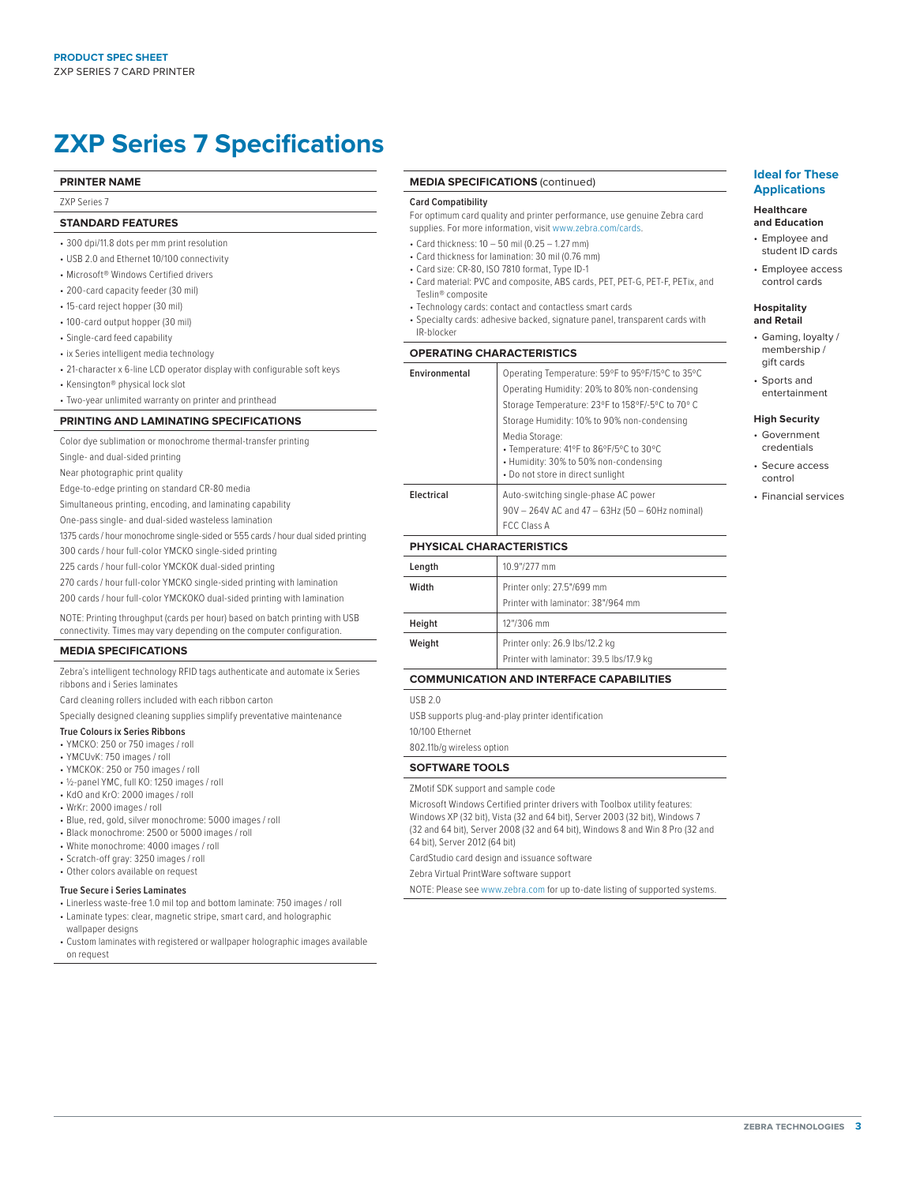# ZXP Series 7 Specifications

## PRINTER NAME

ZXP Series 7

## STANDARD FEATURES

- 300 dpi/11.8 dots per mm print resolution
- USB 2.0 and Ethernet 10/100 connectivity
- Microsoft® Windows Certified drivers
- 200-card capacity feeder (30 mil)
- 15-card reject hopper (30 mil)
- 100-card output hopper (30 mil)
- Single-card feed capability
- ix Series intelligent media technology
- 21-character x 6-line LCD operator display with configurable soft keys
- Kensington® physical lock slot
- Two-year unlimited warranty on printer and printhead

## PRINTING AND LAMINATING SPECIFICATIONS

Color dye sublimation or monochrome thermal-transfer printing

Single- and dual-sided printing

Near photographic print quality

Edge-to-edge printing on standard CR-80 media

Simultaneous printing, encoding, and laminating capability

One-pass single- and dual-sided wasteless lamination

1375 cards / hour monochrome single-sided or 555 cards / hour dual sided printing

300 cards / hour full-color YMCKO single-sided printing

225 cards / hour full-color YMCKOK dual-sided printing

270 cards / hour full-color YMCKO single-sided printing with lamination

200 cards / hour full-color YMCKOKO dual-sided printing with lamination

NOTE: Printing throughput (cards per hour) based on batch printing with USB connectivity. Times may vary depending on the computer configuration.

## MEDIA SPECIFICATIONS

Zebra's intelligent technology RFID tags authenticate and automate ix Series ribbons and i Series laminates

Card cleaning rollers included with each ribbon carton

Specially designed cleaning supplies simplify preventative maintenance

**True Colours ix Series Ribbons**

- YMCKO: 250 or 750 images / roll
- YMCUvK: 750 images / roll
- YMCKOK: 250 or 750 images / roll
- ½-panel YMC, full KO: 1250 images / roll
- KdO and KrO: 2000 images / roll
- WrKr: 2000 images / roll
- Blue, red, gold, silver monochrome: 5000 images / roll
- Black monochrome: 2500 or 5000 images / roll
- White monochrome: 4000 images / roll
- Scratch-off gray: 3250 images / roll
- Other colors available on request

**True Secure i Series Laminates**

- Linerless waste-free 1.0 mil top and bottom laminate: 750 images / roll
- Laminate types: clear, magnetic stripe, smart card, and holographic wallpaper designs
- Custom laminates with registered or wallpaper holographic images available on request

## MEDIA SPECIFICATIONS (continued)

**Card Compatibility**

For optimum card quality and printer performance, use genuine Zebra card supplies. For more information, visit www.zebra.com/cards.

- Card thickness: 10 – 50 mil (0.25 – 1.27 mm)
- Card thickness for lamination: 30 mil (0.76 mm)
- Card size: CR-80, ISO 7810 format, Type ID-1
- Card material: PVC and composite, ABS cards, PET, PET-G, PET-F, PETix, and Teslin® composite
- Technology cards: contact and contactless smart cards
- Specialty cards: adhesive backed, signature panel, transparent cards with IR-blocker

## OPERATING CHARACTERISTICS

| | |
|---|---|
| **Environmental** | Operating Temperature: 59ºF to 95ºF/15ºC to 35ºC<br>Operating Humidity: 20% to 80% non-condensing<br>Storage Temperature: 23ºF to 158ºF/-5ºC to 70º C<br>Storage Humidity: 10% to 90% non-condensing<br>Media Storage:<br>• Temperature: 41ºF to 86ºF/5ºC to 30ºC<br>• Humidity: 30% to 50% non-condensing<br>• Do not store in direct sunlight |
| **Electrical** | Auto-switching single-phase AC power<br>90V – 264V AC and 47 – 63Hz (50 – 60Hz nominal)<br>FCC Class A |

## PHYSICAL CHARACTERISTICS

| | |
|---|---|
| **Length** | 10.9"/277 mm |
| **Width** | Printer only: 27.5"/699 mm<br>Printer with laminator: 38"/964 mm |
| **Height** | 12"/306 mm |
| **Weight** | Printer only: 26.9 lbs/12.2 kg<br>Printer with laminator: 39.5 lbs/17.9 kg |

## COMMUNICATION AND INTERFACE CAPABILITIES

USB 2.0

USB supports plug-and-play printer identification

10/100 Ethernet

802.11b/g wireless option

## SOFTWARE TOOLS

ZMotif SDK support and sample code

Microsoft Windows Certified printer drivers with Toolbox utility features: Windows XP (32 bit), Vista (32 and 64 bit), Server 2003 (32 bit), Windows 7 (32 and 64 bit), Server 2008 (32 and 64 bit), Windows 8 and Win 8 Pro (32 and 64 bit), Server 2012 (64 bit)

CardStudio card design and issuance software

Zebra Virtual PrintWare software support

NOTE: Please see www.zebra.com for up to-date listing of supported systems.

## Ideal for These Applications

**Healthcare and Education**

- Employee and student ID cards
- Employee access control cards

**Hospitality and Retail**

- Gaming, loyalty / membership / gift cards
- Sports and entertainment

**High Security**

- Government credentials
- Secure access control
- Financial services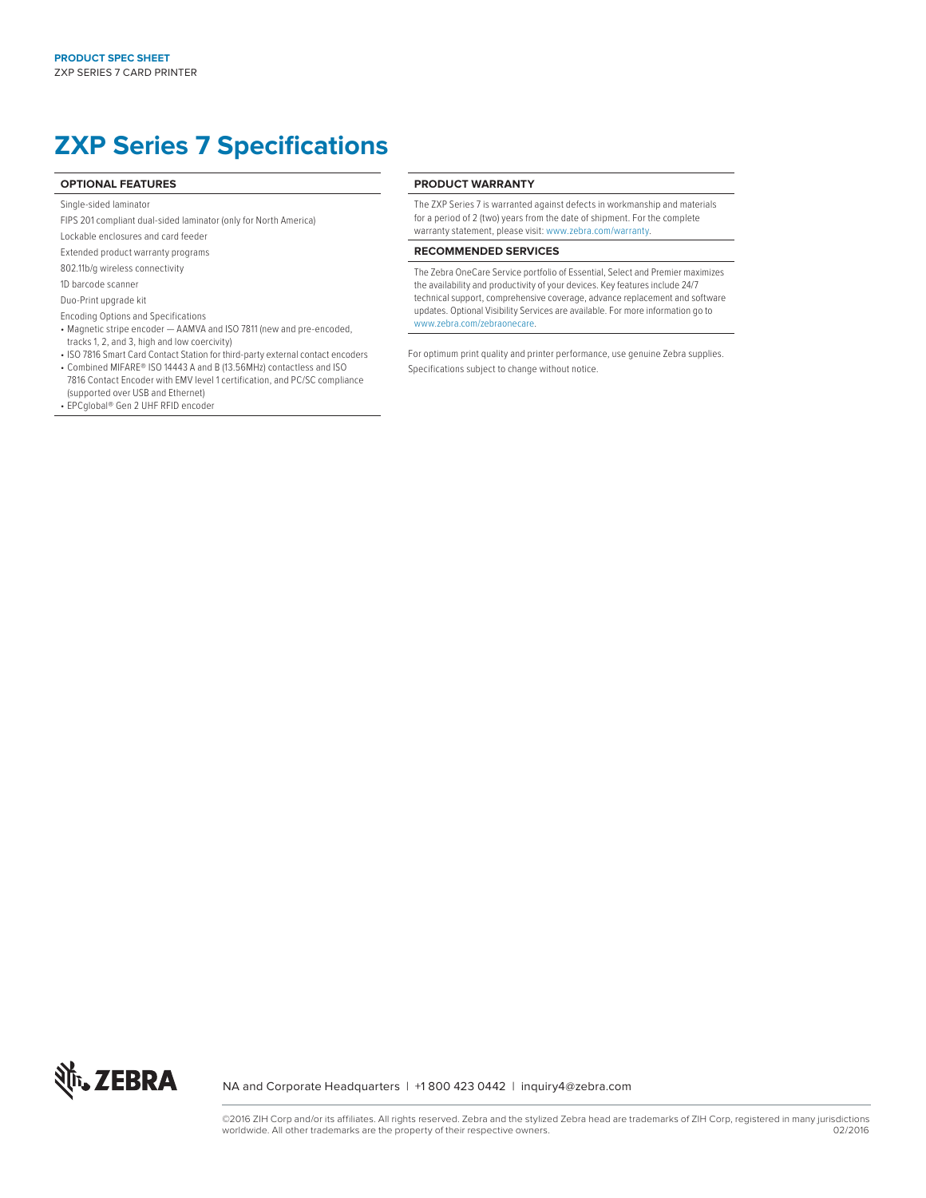# ZXP Series 7 Specifications

## OPTIONAL FEATURES

Single-sided laminator

FIPS 201 compliant dual-sided laminator (only for North America)

Lockable enclosures and card feeder

Extended product warranty programs

802.11b/g wireless connectivity

1D barcode scanner

Duo-Print upgrade kit

Encoding Options and Specifications

- Magnetic stripe encoder — AAMVA and ISO 7811 (new and pre-encoded, tracks 1, 2, and 3, high and low coercivity)
- ISO 7816 Smart Card Contact Station for third-party external contact encoders
- Combined MIFARE® ISO 14443 A and B (13.56MHz) contactless and ISO 7816 Contact Encoder with EMV level 1 certification, and PC/SC compliance (supported over USB and Ethernet)
- EPCglobal® Gen 2 UHF RFID encoder

## PRODUCT WARRANTY

The ZXP Series 7 is warranted against defects in workmanship and materials for a period of 2 (two) years from the date of shipment. For the complete warranty statement, please visit: www.zebra.com/warranty.

## RECOMMENDED SERVICES

The Zebra OneCare Service portfolio of Essential, Select and Premier maximizes the availability and productivity of your devices. Key features include 24/7 technical support, comprehensive coverage, advance replacement and software updates. Optional Visibility Services are available. For more information go to www.zebra.com/zebraonecare.

For optimum print quality and printer performance, use genuine Zebra supplies.

Specifications subject to change without notice.

NA and Corporate Headquarters | +1 800 423 0442 | inquiry4@zebra.com

©2016 ZIH Corp and/or its affiliates. All rights reserved. Zebra and the stylized Zebra head are trademarks of ZIH Corp, registered in many jurisdictions worldwide. All other trademarks are the property of their respective owners. 02/2016